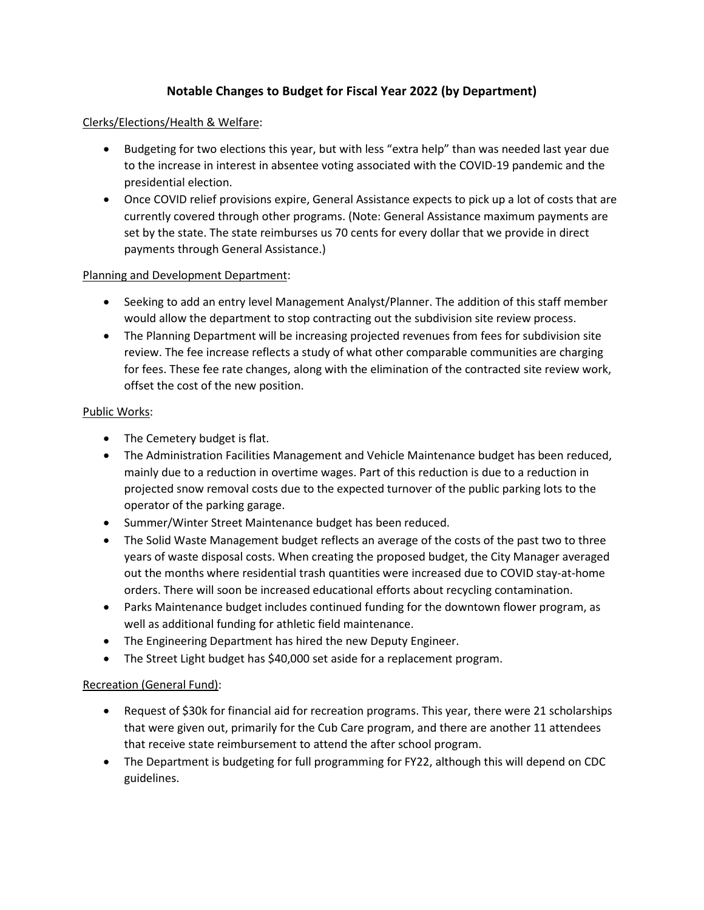# Notable Changes to Budget for Fiscal Year 2022 (by Department)

Clerks/Elections/Health & Welfare:

- Budgeting for two elections this year, but with less "extra help" than was needed last year due to the increase in interest in absentee voting associated with the COVID-19 pandemic and the presidential election.
- Once COVID relief provisions expire, General Assistance expects to pick up a lot of costs that are currently covered through other programs. (Note: General Assistance maximum payments are set by the state. The state reimburses us 70 cents for every dollar that we provide in direct payments through General Assistance.)

Planning and Development Department:

- Seeking to add an entry level Management Analyst/Planner. The addition of this staff member would allow the department to stop contracting out the subdivision site review process.
- The Planning Department will be increasing projected revenues from fees for subdivision site review. The fee increase reflects a study of what other comparable communities are charging for fees. These fee rate changes, along with the elimination of the contracted site review work, offset the cost of the new position.

Public Works:

- The Cemetery budget is flat.
- The Administration Facilities Management and Vehicle Maintenance budget has been reduced, mainly due to a reduction in overtime wages. Part of this reduction is due to a reduction in projected snow removal costs due to the expected turnover of the public parking lots to the operator of the parking garage.
- Summer/Winter Street Maintenance budget has been reduced.
- The Solid Waste Management budget reflects an average of the costs of the past two to three years of waste disposal costs. When creating the proposed budget, the City Manager averaged out the months where residential trash quantities were increased due to COVID stay-at-home orders. There will soon be increased educational efforts about recycling contamination.
- Parks Maintenance budget includes continued funding for the downtown flower program, as well as additional funding for athletic field maintenance.
- The Engineering Department has hired the new Deputy Engineer.
- The Street Light budget has $40,000 set aside for a replacement program.

Recreation (General Fund):

- Request of $30k for financial aid for recreation programs. This year, there were 21 scholarships that were given out, primarily for the Cub Care program, and there are another 11 attendees that receive state reimbursement to attend the after school program.
- The Department is budgeting for full programming for FY22, although this will depend on CDC guidelines.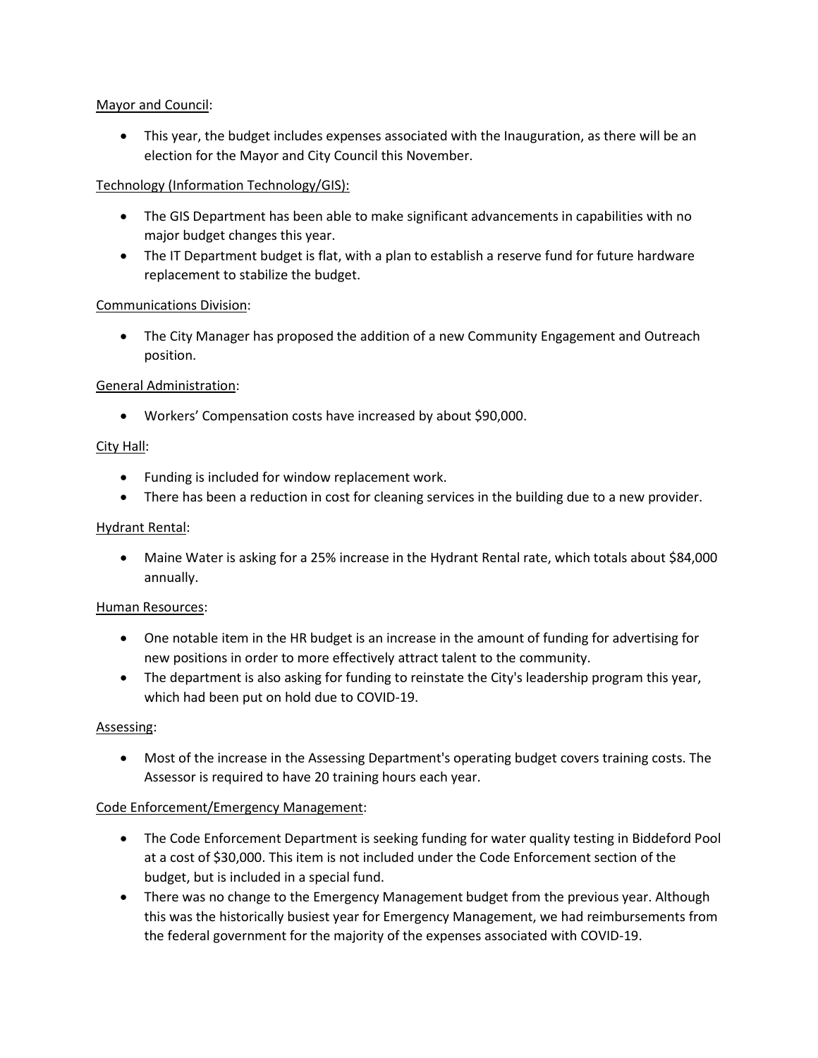<u>Mayor and Council</u>:

- This year, the budget includes expenses associated with the Inauguration, as there will be an election for the Mayor and City Council this November.

<u>Technology (Information Technology/GIS):</u>

- The GIS Department has been able to make significant advancements in capabilities with no major budget changes this year.
- The IT Department budget is flat, with a plan to establish a reserve fund for future hardware replacement to stabilize the budget.

<u>Communications Division</u>:

- The City Manager has proposed the addition of a new Community Engagement and Outreach position.

<u>General Administration</u>:

- Workers' Compensation costs have increased by about $90,000.

<u>City Hall</u>:

- Funding is included for window replacement work.
- There has been a reduction in cost for cleaning services in the building due to a new provider.

<u>Hydrant Rental</u>:

- Maine Water is asking for a 25% increase in the Hydrant Rental rate, which totals about $84,000 annually.

<u>Human Resources</u>:

- One notable item in the HR budget is an increase in the amount of funding for advertising for new positions in order to more effectively attract talent to the community.
- The department is also asking for funding to reinstate the City's leadership program this year, which had been put on hold due to COVID-19.

<u>Assessing</u>:

- Most of the increase in the Assessing Department's operating budget covers training costs. The Assessor is required to have 20 training hours each year.

<u>Code Enforcement/Emergency Management</u>:

- The Code Enforcement Department is seeking funding for water quality testing in Biddeford Pool at a cost of $30,000. This item is not included under the Code Enforcement section of the budget, but is included in a special fund.
- There was no change to the Emergency Management budget from the previous year. Although this was the historically busiest year for Emergency Management, we had reimbursements from the federal government for the majority of the expenses associated with COVID-19.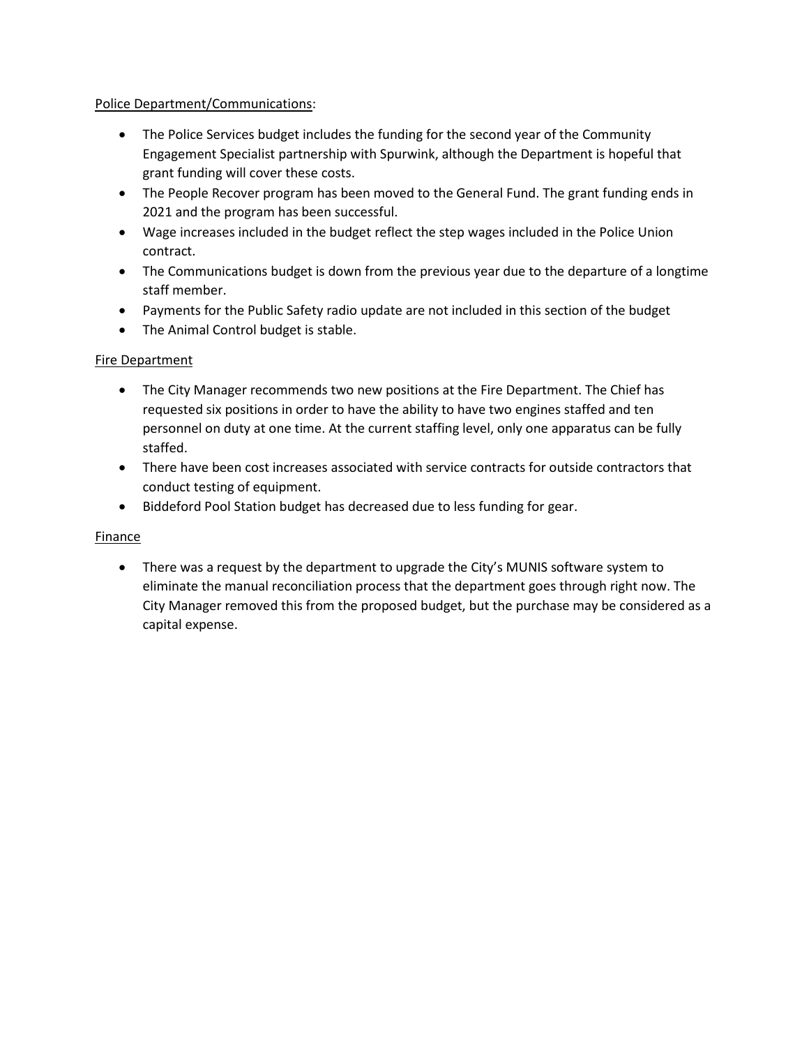<u>Police Department/Communications</u>:

- The Police Services budget includes the funding for the second year of the Community Engagement Specialist partnership with Spurwink, although the Department is hopeful that grant funding will cover these costs.
- The People Recover program has been moved to the General Fund. The grant funding ends in 2021 and the program has been successful.
- Wage increases included in the budget reflect the step wages included in the Police Union contract.
- The Communications budget is down from the previous year due to the departure of a longtime staff member.
- Payments for the Public Safety radio update are not included in this section of the budget
- The Animal Control budget is stable.

<u>Fire Department</u>

- The City Manager recommends two new positions at the Fire Department. The Chief has requested six positions in order to have the ability to have two engines staffed and ten personnel on duty at one time. At the current staffing level, only one apparatus can be fully staffed.
- There have been cost increases associated with service contracts for outside contractors that conduct testing of equipment.
- Biddeford Pool Station budget has decreased due to less funding for gear.

<u>Finance</u>

- There was a request by the department to upgrade the City's MUNIS software system to eliminate the manual reconciliation process that the department goes through right now. The City Manager removed this from the proposed budget, but the purchase may be considered as a capital expense.